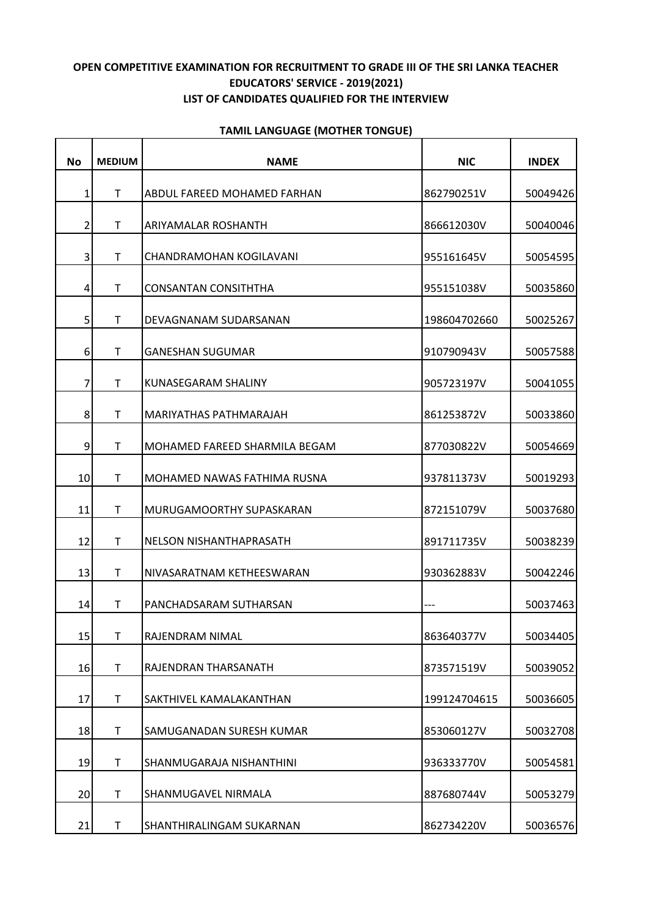**OPEN COMPETITIVE EXAMINATION FOR RECRUITMENT TO GRADE III OF THE SRI LANKA TEACHER EDUCATORS' SERVICE - 2019(2021)**
**LIST OF CANDIDATES QUALIFIED FOR THE INTERVIEW**

**TAMIL LANGUAGE (MOTHER TONGUE)**

| No | MEDIUM | NAME | NIC | INDEX |
|---|---|---|---|---|
| 1 | T | ABDUL FAREED MOHAMED FARHAN | 862790251V | 50049426 |
| 2 | T | ARIYAMALAR ROSHANTH | 866612030V | 50040046 |
| 3 | T | CHANDRAMOHAN KOGILAVANI | 955161645V | 50054595 |
| 4 | T | CONSANTAN CONSITHTHA | 955151038V | 50035860 |
| 5 | T | DEVAGNANAM SUDARSANAN | 198604702660 | 50025267 |
| 6 | T | GANESHAN SUGUMAR | 910790943V | 50057588 |
| 7 | T | KUNASEGARAM SHALINY | 905723197V | 50041055 |
| 8 | T | MARIYATHAS PATHMARAJAH | 861253872V | 50033860 |
| 9 | T | MOHAMED FAREED SHARMILA BEGAM | 877030822V | 50054669 |
| 10 | T | MOHAMED NAWAS FATHIMA RUSNA | 937811373V | 50019293 |
| 11 | T | MURUGAMOORTHY SUPASKARAN | 872151079V | 50037680 |
| 12 | T | NELSON NISHANTHAPRASATH | 891711735V | 50038239 |
| 13 | T | NIVASARATNAM KETHEESWARAN | 930362883V | 50042246 |
| 14 | T | PANCHADSARAM SUTHARSAN | --- | 50037463 |
| 15 | T | RAJENDRAM NIMAL | 863640377V | 50034405 |
| 16 | T | RAJENDRAN THARSANATH | 873571519V | 50039052 |
| 17 | T | SAKTHIVEL KAMALAKANTHAN | 199124704615 | 50036605 |
| 18 | T | SAMUGANADAN SURESH KUMAR | 853060127V | 50032708 |
| 19 | T | SHANMUGARAJA NISHANTHINI | 936333770V | 50054581 |
| 20 | T | SHANMUGAVEL NIRMALA | 887680744V | 50053279 |
| 21 | T | SHANTHIRALINGAM SUKARNAN | 862734220V | 50036576 |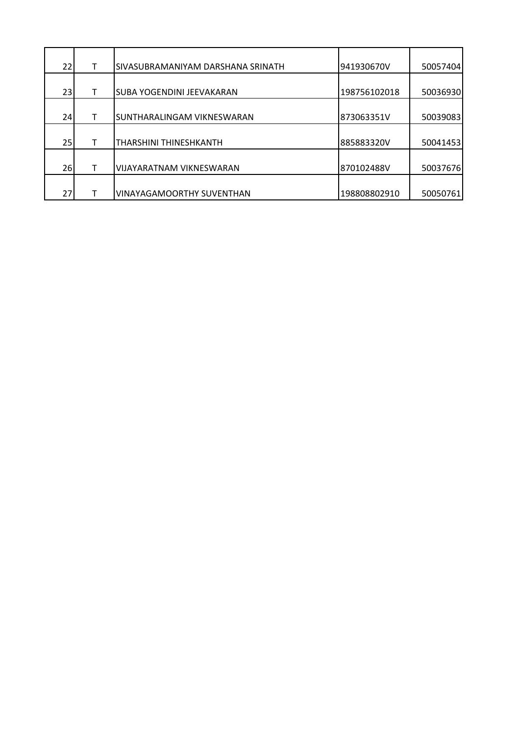| | | | | |
|---|---|---|---|---|
| 22 | T | SIVASUBRAMANIYAM DARSHANA SRINATH | 941930670V | 50057404 |
| 23 | T | SUBA YOGENDINI JEEVAKARAN | 198756102018 | 50036930 |
| 24 | T | SUNTHARALINGAM VIKNESWARAN | 873063351V | 50039083 |
| 25 | T | THARSHINI THINESHKANTH | 885883320V | 50041453 |
| 26 | T | VIJAYARATNAM VIKNESWARAN | 870102488V | 50037676 |
| 27 | T | VINAYAGAMOORTHY SUVENTHAN | 198808802910 | 50050761 |